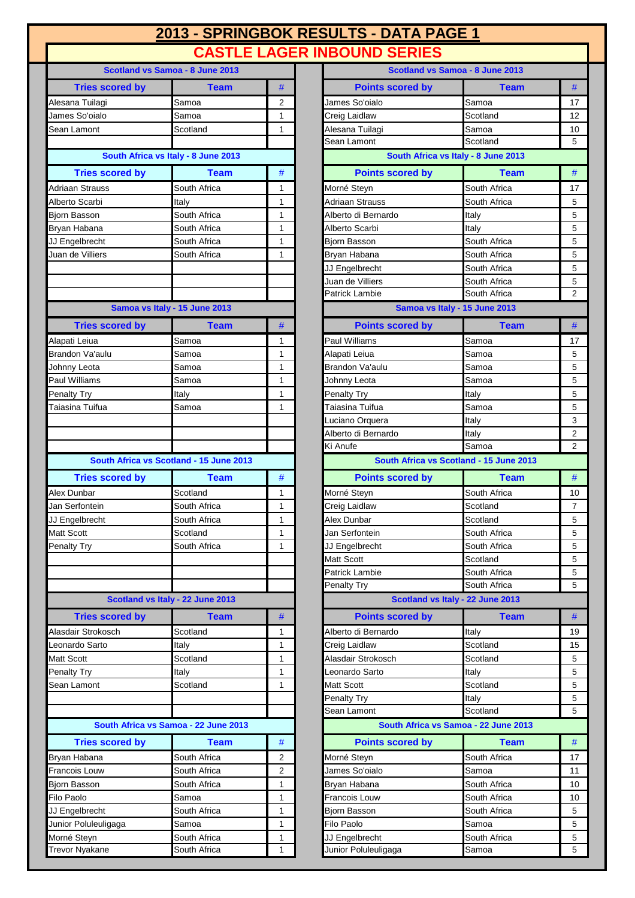# 2013 - SPRINGBOK RESULTS - DATA PAGE 1

## CASTLE LAGER INBOUND SERIES

### Scotland vs Samoa - 8 June 2013

| Tries scored by | Team | # |
|---|---|---|
| Alesana Tuilagi | Samoa | 2 |
| James So'oialo | Samoa | 1 |
| Sean Lamont | Scotland | 1 |

| Points scored by | Team | # |
|---|---|---|
| James So'oialo | Samoa | 17 |
| Creig Laidlaw | Scotland | 12 |
| Alesana Tuilagi | Samoa | 10 |
| Sean Lamont | Scotland | 5 |

### South Africa vs Italy - 8 June 2013

| Tries scored by | Team | # |
|---|---|---|
| Adriaan Strauss | South Africa | 1 |
| Alberto Scarbi | Italy | 1 |
| Bjorn Basson | South Africa | 1 |
| Bryan Habana | South Africa | 1 |
| JJ Engelbrecht | South Africa | 1 |
| Juan de Villiers | South Africa | 1 |

| Points scored by | Team | # |
|---|---|---|
| Morné Steyn | South Africa | 17 |
| Adriaan Strauss | South Africa | 5 |
| Alberto di Bernardo | Italy | 5 |
| Alberto Scarbi | Italy | 5 |
| Bjorn Basson | South Africa | 5 |
| Bryan Habana | South Africa | 5 |
| JJ Engelbrecht | South Africa | 5 |
| Juan de Villiers | South Africa | 5 |
| Patrick Lambie | South Africa | 2 |

### Samoa vs Italy - 15 June 2013

| Tries scored by | Team | # |
|---|---|---|
| Alapati Leiua | Samoa | 1 |
| Brandon Va'aulu | Samoa | 1 |
| Johnny Leota | Samoa | 1 |
| Paul Williams | Samoa | 1 |
| Penalty Try | Italy | 1 |
| Taiasina Tuifua | Samoa | 1 |

| Points scored by | Team | # |
|---|---|---|
| Paul Williams | Samoa | 17 |
| Alapati Leiua | Samoa | 5 |
| Brandon Va'aulu | Samoa | 5 |
| Johnny Leota | Samoa | 5 |
| Penalty Try | Italy | 5 |
| Taiasina Tuifua | Samoa | 5 |
| Luciano Orquera | Italy | 3 |
| Alberto di Bernardo | Italy | 2 |
| Ki Anufe | Samoa | 2 |

### South Africa vs Scotland - 15 June 2013

| Tries scored by | Team | # |
|---|---|---|
| Alex Dunbar | Scotland | 1 |
| Jan Serfontein | South Africa | 1 |
| JJ Engelbrecht | South Africa | 1 |
| Matt Scott | Scotland | 1 |
| Penalty Try | South Africa | 1 |

| Points scored by | Team | # |
|---|---|---|
| Morné Steyn | South Africa | 10 |
| Creig Laidlaw | Scotland | 7 |
| Alex Dunbar | Scotland | 5 |
| Jan Serfontein | South Africa | 5 |
| JJ Engelbrecht | South Africa | 5 |
| Matt Scott | Scotland | 5 |
| Patrick Lambie | South Africa | 5 |
| Penalty Try | South Africa | 5 |

### Scotland vs Italy - 22 June 2013

| Tries scored by | Team | # |
|---|---|---|
| Alasdair Strokosch | Scotland | 1 |
| Leonardo Sarto | Italy | 1 |
| Matt Scott | Scotland | 1 |
| Penalty Try | Italy | 1 |
| Sean Lamont | Scotland | 1 |

| Points scored by | Team | # |
|---|---|---|
| Alberto di Bernardo | Italy | 19 |
| Creig Laidlaw | Scotland | 15 |
| Alasdair Strokosch | Scotland | 5 |
| Leonardo Sarto | Italy | 5 |
| Matt Scott | Scotland | 5 |
| Penalty Try | Italy | 5 |
| Sean Lamont | Scotland | 5 |

### South Africa vs Samoa - 22 June 2013

| Tries scored by | Team | # |
|---|---|---|
| Bryan Habana | South Africa | 2 |
| Francois Louw | South Africa | 2 |
| Bjorn Basson | South Africa | 1 |
| Filo Paolo | Samoa | 1 |
| JJ Engelbrecht | South Africa | 1 |
| Junior Poluleuligaga | Samoa | 1 |
| Morné Steyn | South Africa | 1 |
| Trevor Nyakane | South Africa | 1 |

| Points scored by | Team | # |
|---|---|---|
| Morné Steyn | South Africa | 17 |
| James So'oialo | Samoa | 11 |
| Bryan Habana | South Africa | 10 |
| Francois Louw | South Africa | 10 |
| Bjorn Basson | South Africa | 5 |
| Filo Paolo | Samoa | 5 |
| JJ Engelbrecht | South Africa | 5 |
| Junior Poluleuligaga | Samoa | 5 |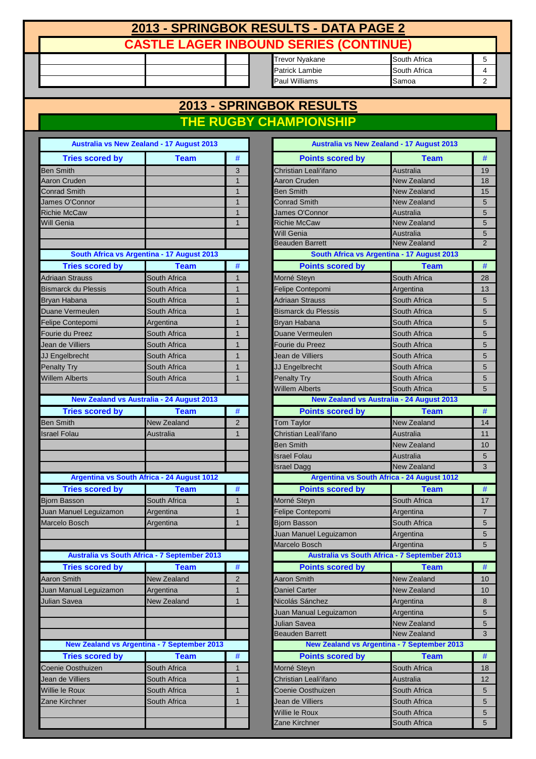# 2013 - SPRINGBOK RESULTS - DATA PAGE 2

## CASTLE LAGER INBOUND SERIES (CONTINUE)

| | | |
|---|---|---|
| Trevor Nyakane | South Africa | 5 |
| Patrick Lambie | South Africa | 4 |
| Paul Williams | Samoa | 2 |

# 2013 - SPRINGBOK RESULTS

## THE RUGBY CHAMPIONSHIP

### Australia vs New Zealand - 17 August 2013

| Tries scored by | Team | # |
|---|---|---|
| Ben Smith | | 3 |
| Aaron Cruden | | 1 |
| Conrad Smith | | 1 |
| James O'Connor | | 1 |
| Richie McCaw | | 1 |
| Will Genia | | 1 |

| Points scored by | Team | # |
|---|---|---|
| Christian Leali'ifano | Australia | 19 |
| Aaron Cruden | New Zealand | 18 |
| Ben Smith | New Zealand | 15 |
| Conrad Smith | New Zealand | 5 |
| James O'Connor | Australia | 5 |
| Richie McCaw | New Zealand | 5 |
| Will Genia | Australia | 5 |
| Beauden Barrett | New Zealand | 2 |

### South Africa vs Argentina - 17 August 2013

| Tries scored by | Team | # |
|---|---|---|
| Adriaan Strauss | South Africa | 1 |
| Bismarck du Plessis | South Africa | 1 |
| Bryan Habana | South Africa | 1 |
| Duane Vermeulen | South Africa | 1 |
| Felipe Contepomi | Argentina | 1 |
| Fourie du Preez | South Africa | 1 |
| Jean de Villiers | South Africa | 1 |
| JJ Engelbrecht | South Africa | 1 |
| Penalty Try | South Africa | 1 |
| Willem Alberts | South Africa | 1 |

| Points scored by | Team | # |
|---|---|---|
| Morné Steyn | South Africa | 28 |
| Felipe Contepomi | Argentina | 13 |
| Adriaan Strauss | South Africa | 5 |
| Bismarck du Plessis | South Africa | 5 |
| Bryan Habana | South Africa | 5 |
| Duane Vermeulen | South Africa | 5 |
| Fourie du Preez | South Africa | 5 |
| Jean de Villiers | South Africa | 5 |
| JJ Engelbrecht | South Africa | 5 |
| Penalty Try | South Africa | 5 |
| Willem Alberts | South Africa | 5 |

### New Zealand vs Australia - 24 August 2013

| Tries scored by | Team | # |
|---|---|---|
| Ben Smith | New Zealand | 2 |
| Israel Folau | Australia | 1 |

| Points scored by | Team | # |
|---|---|---|
| Tom Taylor | New Zealand | 14 |
| Christian Leali'ifano | Australia | 11 |
| Ben Smith | New Zealand | 10 |
| Israel Folau | Australia | 5 |
| Israel Dagg | New Zealand | 3 |

### Argentina vs South Africa - 24 August 1012

| Tries scored by | Team | # |
|---|---|---|
| Bjorn Basson | South Africa | 1 |
| Juan Manuel Leguizamon | Argentina | 1 |
| Marcelo Bosch | Argentina | 1 |

| Points scored by | Team | # |
|---|---|---|
| Morné Steyn | South Africa | 17 |
| Felipe Contepomi | Argentina | 7 |
| Bjorn Basson | South Africa | 5 |
| Juan Manuel Leguizamon | Argentina | 5 |
| Marcelo Bosch | Argentina | 5 |

### Australia vs South Africa - 7 September 2013

| Tries scored by | Team | # |
|---|---|---|
| Aaron Smith | New Zealand | 2 |
| Juan Manual Leguizamon | Argentina | 1 |
| Julian Savea | New Zealand | 1 |

| Points scored by | Team | # |
|---|---|---|
| Aaron Smith | New Zealand | 10 |
| Daniel Carter | New Zealand | 10 |
| Nicolás Sánchez | Argentina | 8 |
| Juan Manual Leguizamon | Argentina | 5 |
| Julian Savea | New Zealand | 5 |
| Beauden Barrett | New Zealand | 3 |

### New Zealand vs Argentina - 7 September 2013

| Tries scored by | Team | # |
|---|---|---|
| Coenie Oosthuizen | South Africa | 1 |
| Jean de Villiers | South Africa | 1 |
| Willie le Roux | South Africa | 1 |
| Zane Kirchner | South Africa | 1 |

| Points scored by | Team | # |
|---|---|---|
| Morné Steyn | South Africa | 18 |
| Christian Leali'ifano | Australia | 12 |
| Coenie Oosthuizen | South Africa | 5 |
| Jean de Villiers | South Africa | 5 |
| Willie le Roux | South Africa | 5 |
| Zane Kirchner | South Africa | 5 |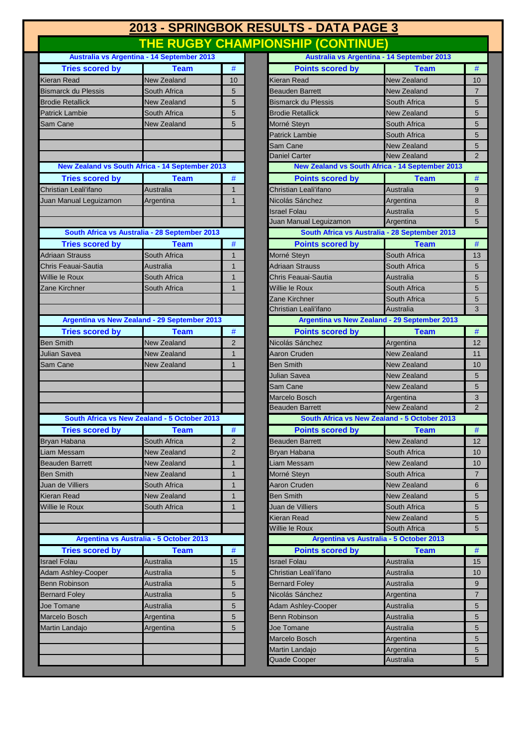# 2013 - SPRINGBOK RESULTS - DATA PAGE 3

## THE RUGBY CHAMPIONSHIP (CONTINUE)

### Australia vs Argentina - 14 September 2013

| Tries scored by | Team | # |
|---|---|---|
| Kieran Read | New Zealand | 10 |
| Bismarck du Plessis | South Africa | 5 |
| Brodie Retallick | New Zealand | 5 |
| Patrick Lambie | South Africa | 5 |
| Sam Cane | New Zealand | 5 |

| Points scored by | Team | # |
|---|---|---|
| Kieran Read | New Zealand | 10 |
| Beauden Barrett | New Zealand | 7 |
| Bismarck du Plessis | South Africa | 5 |
| Brodie Retallick | New Zealand | 5 |
| Morné Steyn | South Africa | 5 |
| Patrick Lambie | South Africa | 5 |
| Sam Cane | New Zealand | 5 |
| Daniel Carter | New Zealand | 2 |

### New Zealand vs South Africa - 14 September 2013

| Tries scored by | Team | # |
|---|---|---|
| Christian Leali'ifano | Australia | 1 |
| Juan Manual Leguizamon | Argentina | 1 |

| Points scored by | Team | # |
|---|---|---|
| Christian Leali'ifano | Australia | 9 |
| Nicolás Sánchez | Argentina | 8 |
| Israel Folau | Australia | 5 |
| Juan Manual Leguizamon | Argentina | 5 |

### South Africa vs Australia - 28 September 2013

| Tries scored by | Team | # |
|---|---|---|
| Adriaan Strauss | South Africa | 1 |
| Chris Feauai-Sautia | Australia | 1 |
| Willie le Roux | South Africa | 1 |
| Zane Kirchner | South Africa | 1 |

| Points scored by | Team | # |
|---|---|---|
| Morné Steyn | South Africa | 13 |
| Adriaan Strauss | South Africa | 5 |
| Chris Feauai-Sautia | Australia | 5 |
| Willie le Roux | South Africa | 5 |
| Zane Kirchner | South Africa | 5 |
| Christian Leali'ifano | Australia | 3 |

### Argentina vs New Zealand - 29 September 2013

| Tries scored by | Team | # |
|---|---|---|
| Ben Smith | New Zealand | 2 |
| Julian Savea | New Zealand | 1 |
| Sam Cane | New Zealand | 1 |

| Points scored by | Team | # |
|---|---|---|
| Nicolás Sánchez | Argentina | 12 |
| Aaron Cruden | New Zealand | 11 |
| Ben Smith | New Zealand | 10 |
| Julian Savea | New Zealand | 5 |
| Sam Cane | New Zealand | 5 |
| Marcelo Bosch | Argentina | 3 |
| Beauden Barrett | New Zealand | 2 |

### South Africa vs New Zealand - 5 October 2013

| Tries scored by | Team | # |
|---|---|---|
| Bryan Habana | South Africa | 2 |
| Liam Messam | New Zealand | 2 |
| Beauden Barrett | New Zealand | 1 |
| Ben Smith | New Zealand | 1 |
| Juan de Villiers | South Africa | 1 |
| Kieran Read | New Zealand | 1 |
| Willie le Roux | South Africa | 1 |

| Points scored by | Team | # |
|---|---|---|
| Beauden Barrett | New Zealand | 12 |
| Bryan Habana | South Africa | 10 |
| Liam Messam | New Zealand | 10 |
| Morné Steyn | South Africa | 7 |
| Aaron Cruden | New Zealand | 6 |
| Ben Smith | New Zealand | 5 |
| Juan de Villiers | South Africa | 5 |
| Kieran Read | New Zealand | 5 |
| Willie le Roux | South Africa | 5 |

### Argentina vs Australia - 5 October 2013

| Tries scored by | Team | # |
|---|---|---|
| Israel Folau | Australia | 15 |
| Adam Ashley-Cooper | Australia | 5 |
| Benn Robinson | Australia | 5 |
| Bernard Foley | Australia | 5 |
| Joe Tomane | Australia | 5 |
| Marcelo Bosch | Argentina | 5 |
| Martin Landajo | Argentina | 5 |

| Points scored by | Team | # |
|---|---|---|
| Israel Folau | Australia | 15 |
| Christian Leali'ifano | Australia | 10 |
| Bernard Foley | Australia | 9 |
| Nicolás Sánchez | Argentina | 7 |
| Adam Ashley-Cooper | Australia | 5 |
| Benn Robinson | Australia | 5 |
| Joe Tomane | Australia | 5 |
| Marcelo Bosch | Argentina | 5 |
| Martin Landajo | Argentina | 5 |
| Quade Cooper | Australia | 5 |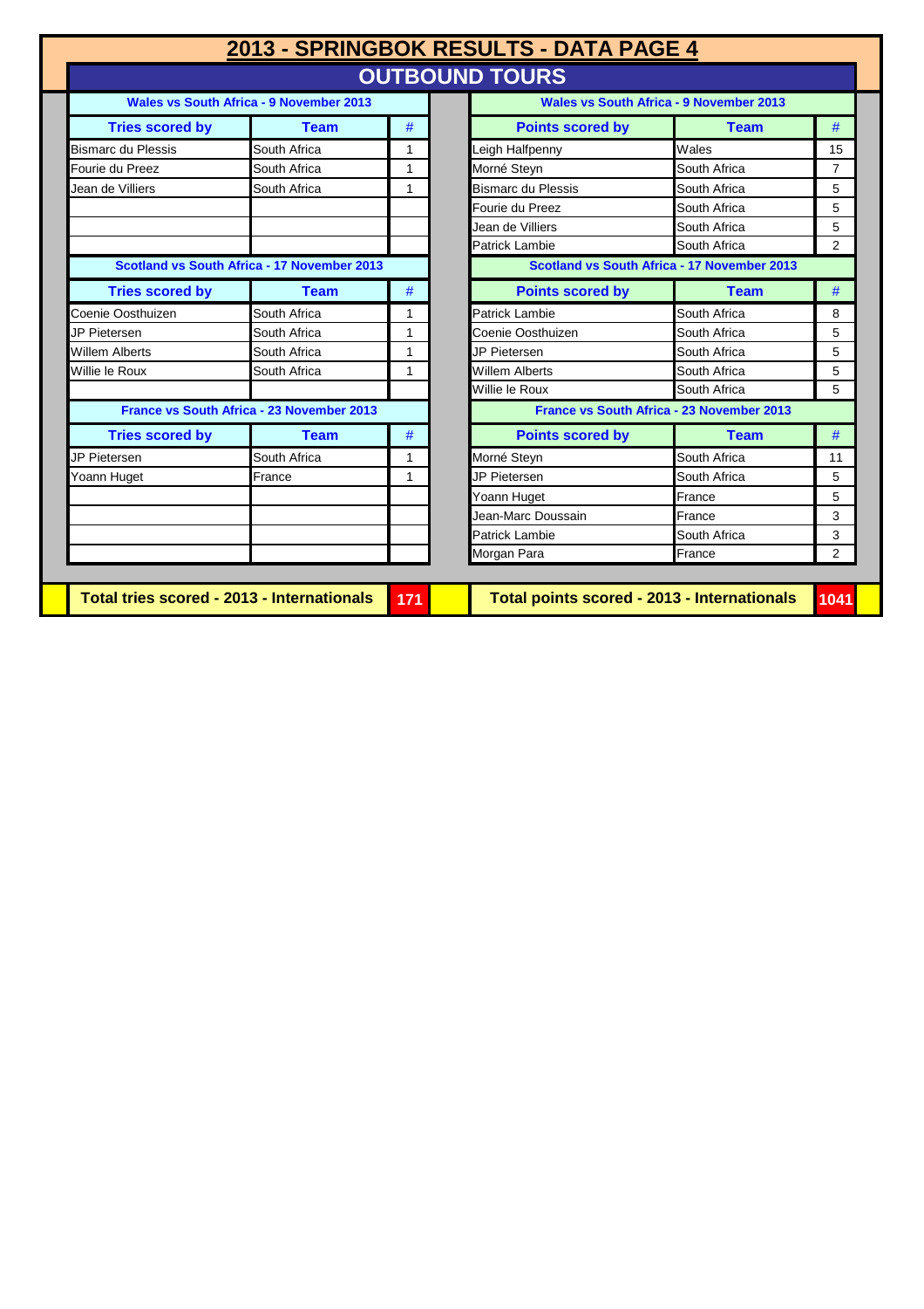# 2013 - SPRINGBOK RESULTS - DATA PAGE 4

## OUTBOUND TOURS

### Wales vs South Africa - 9 November 2013

| Tries scored by | Team | # |
|---|---|---|
| Bismarc du Plessis | South Africa | 1 |
| Fourie du Preez | South Africa | 1 |
| Jean de Villiers | South Africa | 1 |

| Points scored by | Team | # |
|---|---|---|
| Leigh Halfpenny | Wales | 15 |
| Morné Steyn | South Africa | 7 |
| Bismarc du Plessis | South Africa | 5 |
| Fourie du Preez | South Africa | 5 |
| Jean de Villiers | South Africa | 5 |
| Patrick Lambie | South Africa | 2 |

### Scotland vs South Africa - 17 November 2013

| Tries scored by | Team | # |
|---|---|---|
| Coenie Oosthuizen | South Africa | 1 |
| JP Pietersen | South Africa | 1 |
| Willem Alberts | South Africa | 1 |
| Willie le Roux | South Africa | 1 |

| Points scored by | Team | # |
|---|---|---|
| Patrick Lambie | South Africa | 8 |
| Coenie Oosthuizen | South Africa | 5 |
| JP Pietersen | South Africa | 5 |
| Willem Alberts | South Africa | 5 |
| Willie le Roux | South Africa | 5 |

### France vs South Africa - 23 November 2013

| Tries scored by | Team | # |
|---|---|---|
| JP Pietersen | South Africa | 1 |
| Yoann Huget | France | 1 |

| Points scored by | Team | # |
|---|---|---|
| Morné Steyn | South Africa | 11 |
| JP Pietersen | South Africa | 5 |
| Yoann Huget | France | 5 |
| Jean-Marc Doussain | France | 3 |
| Patrick Lambie | South Africa | 3 |
| Morgan Para | France | 2 |

**Total tries scored - 2013 - Internationals: 171**

**Total points scored - 2013 - Internationals: 1041**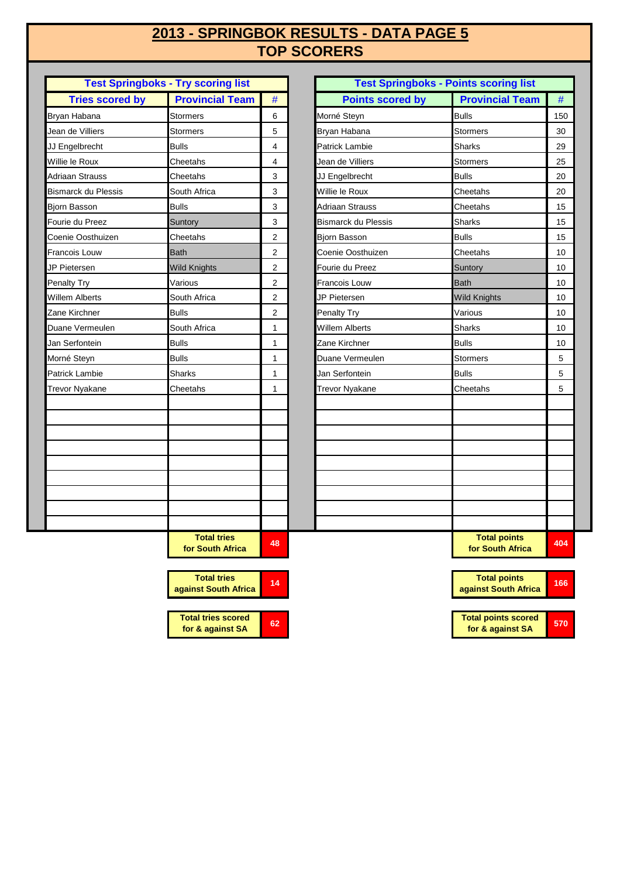# 2013 - SPRINGBOK RESULTS - DATA PAGE 5
## TOP SCORERS

**Test Springboks - Try scoring list**

| Tries scored by | Provincial Team | # |
|---|---|---|
| Bryan Habana | Stormers | 6 |
| Jean de Villiers | Stormers | 5 |
| JJ Engelbrecht | Bulls | 4 |
| Willie le Roux | Cheetahs | 4 |
| Adriaan Strauss | Cheetahs | 3 |
| Bismarck du Plessis | South Africa | 3 |
| Bjorn Basson | Bulls | 3 |
| Fourie du Preez | Suntory | 3 |
| Coenie Oosthuizen | Cheetahs | 2 |
| Francois Louw | Bath | 2 |
| JP Pietersen | Wild Knights | 2 |
| Penalty Try | Various | 2 |
| Willem Alberts | South Africa | 2 |
| Zane Kirchner | Bulls | 2 |
| Duane Vermeulen | South Africa | 1 |
| Jan Serfontein | Bulls | 1 |
| Morné Steyn | Bulls | 1 |
| Patrick Lambie | Sharks | 1 |
| Trevor Nyakane | Cheetahs | 1 |
| | **Total tries for South Africa** | **48** |
| | **Total tries against South Africa** | **14** |
| | **Total tries scored for & against SA** | **62** |

**Test Springboks - Points scoring list**

| Points scored by | Provincial Team | # |
|---|---|---|
| Morné Steyn | Bulls | 150 |
| Bryan Habana | Stormers | 30 |
| Patrick Lambie | Sharks | 29 |
| Jean de Villiers | Stormers | 25 |
| JJ Engelbrecht | Bulls | 20 |
| Willie le Roux | Cheetahs | 20 |
| Adriaan Strauss | Cheetahs | 15 |
| Bismarck du Plessis | Sharks | 15 |
| Bjorn Basson | Bulls | 15 |
| Coenie Oosthuizen | Cheetahs | 10 |
| Fourie du Preez | Suntory | 10 |
| Francois Louw | Bath | 10 |
| JP Pietersen | Wild Knights | 10 |
| Penalty Try | Various | 10 |
| Willem Alberts | Sharks | 10 |
| Zane Kirchner | Bulls | 10 |
| Duane Vermeulen | Stormers | 5 |
| Jan Serfontein | Bulls | 5 |
| Trevor Nyakane | Cheetahs | 5 |
| | **Total points for South Africa** | **404** |
| | **Total points against South Africa** | **166** |
| | **Total points scored for & against SA** | **570** |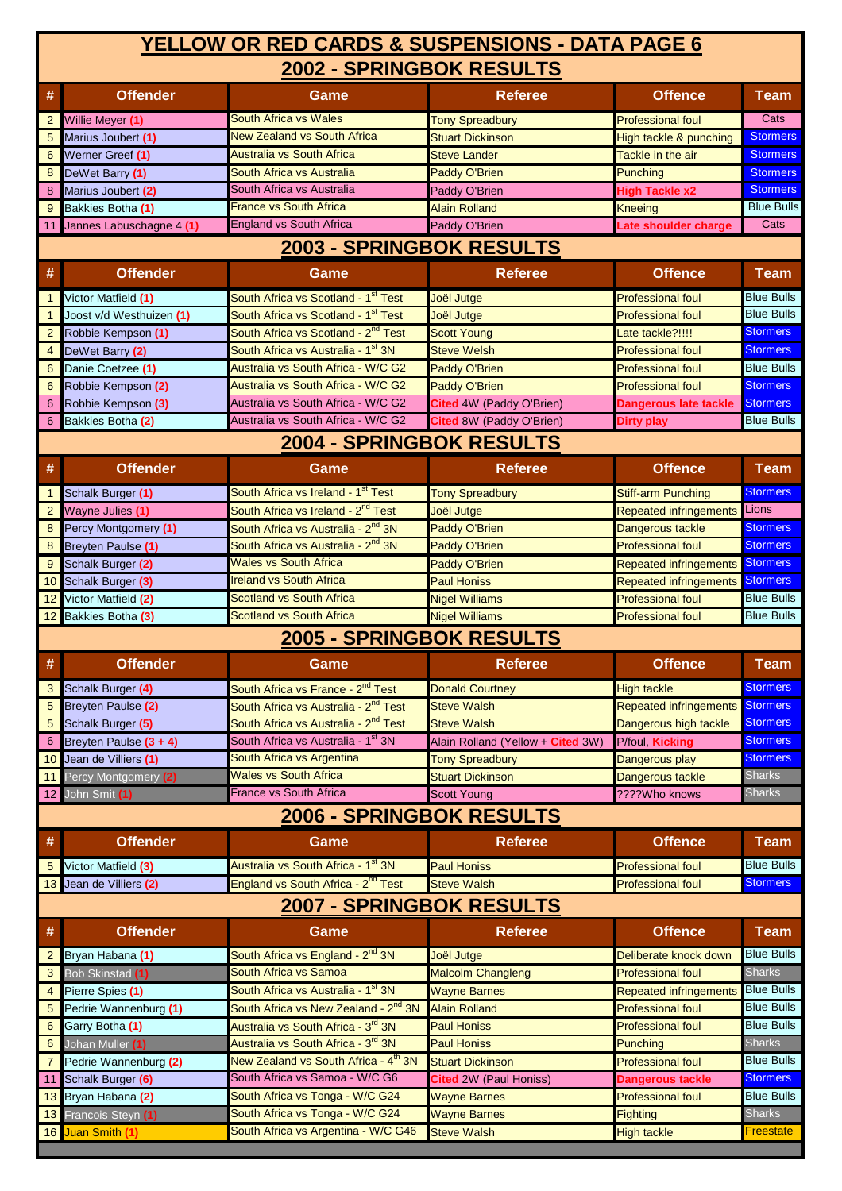# YELLOW OR RED CARDS & SUSPENSIONS - DATA PAGE 6

## 2002 - SPRINGBOK RESULTS

| # | Offender | Game | Referee | Offence | Team |
|---|---|---|---|---|---|
| 2 | Willie Meyer (1) | South Africa vs Wales | Tony Spreadbury | Professional foul | Cats |
| 5 | Marius Joubert (1) | New Zealand vs South Africa | Stuart Dickinson | High tackle & punching | Stormers |
| 6 | Werner Greef (1) | Australia vs South Africa | Steve Lander | Tackle in the air | Stormers |
| 8 | DeWet Barry (1) | South Africa vs Australia | Paddy O'Brien | Punching | Stormers |
| 8 | Marius Joubert (2) | South Africa vs Australia | Paddy O'Brien | High Tackle x2 | Stormers |
| 9 | Bakkies Botha (1) | France vs South Africa | Alain Rolland | Kneeing | Blue Bulls |
| 11 | Jannes Labuschagne 4 (1) | England vs South Africa | Paddy O'Brien | Late shoulder charge | Cats |

## 2003 - SPRINGBOK RESULTS

| # | Offender | Game | Referee | Offence | Team |
|---|---|---|---|---|---|
| 1 | Victor Matfield (1) | South Africa vs Scotland - 1st Test | Joël Jutge | Professional foul | Blue Bulls |
| 1 | Joost v/d Westhuizen (1) | South Africa vs Scotland - 1st Test | Joël Jutge | Professional foul | Blue Bulls |
| 2 | Robbie Kempson (1) | South Africa vs Scotland - 2nd Test | Scott Young | Late tackle?!!!! | Stormers |
| 4 | DeWet Barry (2) | South Africa vs Australia - 1st 3N | Steve Welsh | Professional foul | Stormers |
| 6 | Danie Coetzee (1) | Australia vs South Africa - W/C G2 | Paddy O'Brien | Professional foul | Blue Bulls |
| 6 | Robbie Kempson (2) | Australia vs South Africa - W/C G2 | Paddy O'Brien | Professional foul | Stormers |
| 6 | Robbie Kempson (3) | Australia vs South Africa - W/C G2 | Cited 4W (Paddy O'Brien) | Dangerous late tackle | Stormers |
| 6 | Bakkies Botha (2) | Australia vs South Africa - W/C G2 | Cited 8W (Paddy O'Brien) | Dirty play | Blue Bulls |

## 2004 - SPRINGBOK RESULTS

| # | Offender | Game | Referee | Offence | Team |
|---|---|---|---|---|---|
| 1 | Schalk Burger (1) | South Africa vs Ireland - 1st Test | Tony Spreadbury | Stiff-arm Punching | Stormers |
| 2 | Wayne Julies (1) | South Africa vs Ireland - 2nd Test | Joël Jutge | Repeated infringements | Lions |
| 8 | Percy Montgomery (1) | South Africa vs Australia - 2nd 3N | Paddy O'Brien | Dangerous tackle | Stormers |
| 8 | Breyten Paulse (1) | South Africa vs Australia - 2nd 3N | Paddy O'Brien | Professional foul | Stormers |
| 9 | Schalk Burger (2) | Wales vs South Africa | Paddy O'Brien | Repeated infringements | Stormers |
| 10 | Schalk Burger (3) | Ireland vs South Africa | Paul Honiss | Repeated infringements | Stormers |
| 12 | Victor Matfield (2) | Scotland vs South Africa | Nigel Williams | Professional foul | Blue Bulls |
| 12 | Bakkies Botha (3) | Scotland vs South Africa | Nigel Williams | Professional foul | Blue Bulls |

## 2005 - SPRINGBOK RESULTS

| # | Offender | Game | Referee | Offence | Team |
|---|---|---|---|---|---|
| 3 | Schalk Burger (4) | South Africa vs France - 2nd Test | Donald Courtney | High tackle | Stormers |
| 5 | Breyten Paulse (2) | South Africa vs Australia - 2nd Test | Steve Walsh | Repeated infringements | Stormers |
| 5 | Schalk Burger (5) | South Africa vs Australia - 2nd Test | Steve Walsh | Dangerous high tackle | Stormers |
| 6 | Breyten Paulse (3 + 4) | South Africa vs Australia - 1st 3N | Alain Rolland (Yellow + Cited 3W) | P/foul, Kicking | Stormers |
| 10 | Jean de Villiers (1) | South Africa vs Argentina | Tony Spreadbury | Dangerous play | Stormers |
| 11 | Percy Montgomery (2) | Wales vs South Africa | Stuart Dickinson | Dangerous tackle | Sharks |
| 12 | John Smit (1) | France vs South Africa | Scott Young | ????Who knows | Sharks |

## 2006 - SPRINGBOK RESULTS

| # | Offender | Game | Referee | Offence | Team |
|---|---|---|---|---|---|
| 5 | Victor Matfield (3) | Australia vs South Africa - 1st 3N | Paul Honiss | Professional foul | Blue Bulls |
| 13 | Jean de Villiers (2) | England vs South Africa - 2nd Test | Steve Walsh | Professional foul | Stormers |

## 2007 - SPRINGBOK RESULTS

| # | Offender | Game | Referee | Offence | Team |
|---|---|---|---|---|---|
| 2 | Bryan Habana (1) | South Africa vs England - 2nd 3N | Joël Jutge | Deliberate knock down | Blue Bulls |
| 3 | Bob Skinstad (1) | South Africa vs Samoa | Malcolm Changleng | Professional foul | Sharks |
| 4 | Pierre Spies (1) | South Africa vs Australia - 1st 3N | Wayne Barnes | Repeated infringements | Blue Bulls |
| 5 | Pedrie Wannenburg (1) | South Africa vs New Zealand - 2nd 3N | Alain Rolland | Professional foul | Blue Bulls |
| 6 | Garry Botha (1) | Australia vs South Africa - 3rd 3N | Paul Honiss | Professional foul | Blue Bulls |
| 6 | Johan Muller (1) | Australia vs South Africa - 3rd 3N | Paul Honiss | Punching | Sharks |
| 7 | Pedrie Wannenburg (2) | New Zealand vs South Africa - 4th 3N | Stuart Dickinson | Professional foul | Blue Bulls |
| 11 | Schalk Burger (6) | South Africa vs Samoa - W/C G6 | Cited 2W (Paul Honiss) | Dangerous tackle | Stormers |
| 13 | Bryan Habana (2) | South Africa vs Tonga - W/C G24 | Wayne Barnes | Professional foul | Blue Bulls |
| 13 | Francois Steyn (1) | South Africa vs Tonga - W/C G24 | Wayne Barnes | Fighting | Sharks |
| 16 | Juan Smith (1) | South Africa vs Argentina - W/C G46 | Steve Walsh | High tackle | Freestate |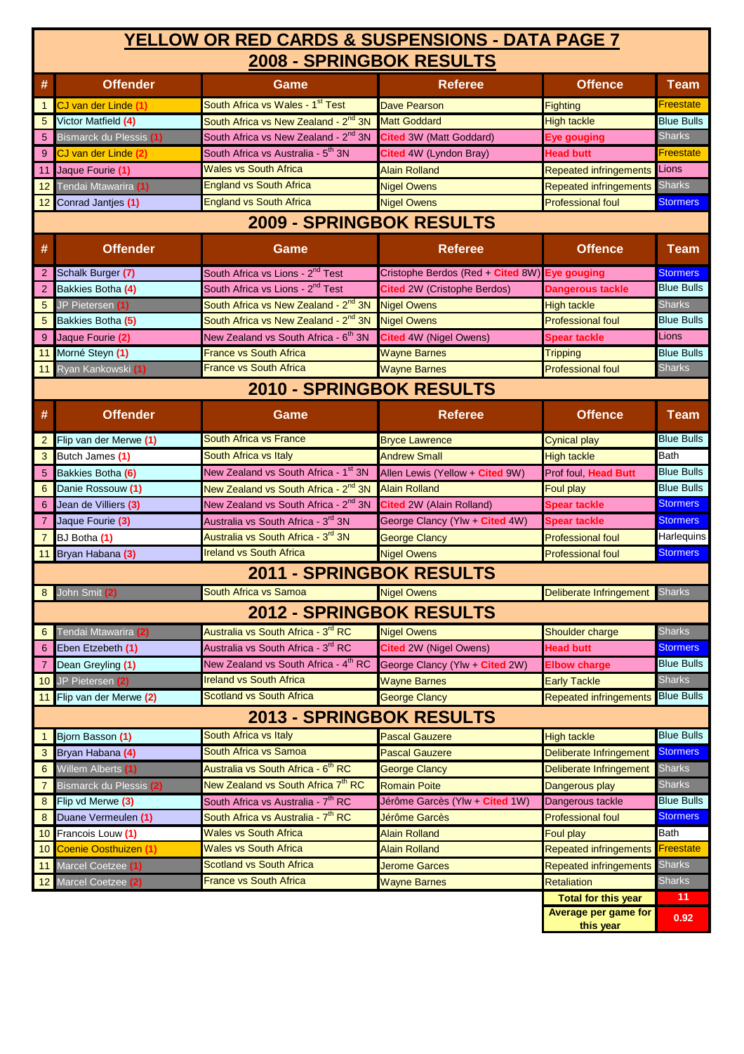# YELLOW OR RED CARDS & SUSPENSIONS - DATA PAGE 7

## 2008 - SPRINGBOK RESULTS

| # | Offender | Game | Referee | Offence | Team |
|---|---|---|---|---|---|
| 1 | CJ van der Linde (1) | South Africa vs Wales - 1st Test | Dave Pearson | Fighting | Freestate |
| 5 | Victor Matfield (4) | South Africa vs New Zealand - 2nd 3N | Matt Goddard | High tackle | Blue Bulls |
| 5 | Bismarck du Plessis (1) | South Africa vs New Zealand - 2nd 3N | Cited 3W (Matt Goddard) | Eye gouging | Sharks |
| 9 | CJ van der Linde (2) | South Africa vs Australia - 5th 3N | Cited 4W (Lyndon Bray) | Head butt | Freestate |
| 11 | Jaque Fourie (1) | Wales vs South Africa | Alain Rolland | Repeated infringements | Lions |
| 12 | Tendai Mtawarira (1) | England vs South Africa | Nigel Owens | Repeated infringements | Sharks |
| 12 | Conrad Jantjes (1) | England vs South Africa | Nigel Owens | Professional foul | Stormers |

## 2009 - SPRINGBOK RESULTS

| # | Offender | Game | Referee | Offence | Team |
|---|---|---|---|---|---|
| 2 | Schalk Burger (7) | South Africa vs Lions - 2nd Test | Cristophe Berdos (Red + Cited 8W) | Eye gouging | Stormers |
| 2 | Bakkies Botha (4) | South Africa vs Lions - 2nd Test | Cited 2W (Cristophe Berdos) | Dangerous tackle | Blue Bulls |
| 5 | JP Pietersen (1) | South Africa vs New Zealand - 2nd 3N | Nigel Owens | High tackle | Sharks |
| 5 | Bakkies Botha (5) | South Africa vs New Zealand - 2nd 3N | Nigel Owens | Professional foul | Blue Bulls |
| 9 | Jaque Fourie (2) | New Zealand vs South Africa - 6th 3N | Cited 4W (Nigel Owens) | Spear tackle | Lions |
| 11 | Morné Steyn (1) | France vs South Africa | Wayne Barnes | Tripping | Blue Bulls |
| 11 | Ryan Kankowski (1) | France vs South Africa | Wayne Barnes | Professional foul | Sharks |

## 2010 - SPRINGBOK RESULTS

| # | Offender | Game | Referee | Offence | Team |
|---|---|---|---|---|---|
| 2 | Flip van der Merwe (1) | South Africa vs France | Bryce Lawrence | Cynical play | Blue Bulls |
| 3 | Butch James (1) | South Africa vs Italy | Andrew Small | High tackle | Bath |
| 5 | Bakkies Botha (6) | New Zealand vs South Africa - 1st 3N | Allen Lewis (Yellow + Cited 9W) | Prof foul, Head Butt | Blue Bulls |
| 6 | Danie Rossouw (1) | New Zealand vs South Africa - 2nd 3N | Alain Rolland | Foul play | Blue Bulls |
| 6 | Jean de Villiers (3) | New Zealand vs South Africa - 2nd 3N | Cited 2W (Alain Rolland) | Spear tackle | Stormers |
| 7 | Jaque Fourie (3) | Australia vs South Africa - 3rd 3N | George Clancy (Ylw + Cited 4W) | Spear tackle | Stormers |
| 7 | BJ Botha (1) | Australia vs South Africa - 3rd 3N | George Clancy | Professional foul | Harlequins |
| 11 | Bryan Habana (3) | Ireland vs South Africa | Nigel Owens | Professional foul | Stormers |

## 2011 - SPRINGBOK RESULTS

| # | Offender | Game | Referee | Offence | Team |
|---|---|---|---|---|---|
| 8 | John Smit (2) | South Africa vs Samoa | Nigel Owens | Deliberate Infringement | Sharks |

## 2012 - SPRINGBOK RESULTS

| # | Offender | Game | Referee | Offence | Team |
|---|---|---|---|---|---|
| 6 | Tendai Mtawarira (2) | Australia vs South Africa - 3rd RC | Nigel Owens | Shoulder charge | Sharks |
| 6 | Eben Etzebeth (1) | Australia vs South Africa - 3rd RC | Cited 2W (Nigel Owens) | Head butt | Stormers |
| 7 | Dean Greyling (1) | New Zealand vs South Africa - 4th RC | George Clancy (Ylw + Cited 2W) | Elbow charge | Blue Bulls |
| 10 | JP Pietersen (2) | Ireland vs South Africa | Wayne Barnes | Early Tackle | Sharks |
| 11 | Flip van der Merwe (2) | Scotland vs South Africa | George Clancy | Repeated infringements | Blue Bulls |

## 2013 - SPRINGBOK RESULTS

| # | Offender | Game | Referee | Offence | Team |
|---|---|---|---|---|---|
| 1 | Bjorn Basson (1) | South Africa vs Italy | Pascal Gauzere | High tackle | Blue Bulls |
| 3 | Bryan Habana (4) | South Africa vs Samoa | Pascal Gauzere | Deliberate Infringement | Stormers |
| 6 | Willem Alberts (1) | Australia vs South Africa - 6th RC | George Clancy | Deliberate Infringement | Sharks |
| 7 | Bismarck du Plessis (2) | New Zealand vs South Africa 7th RC | Romain Poite | Dangerous play | Sharks |
| 8 | Flip vd Merwe (3) | South Africa vs Australia - 7th RC | Jérôme Garcès (Ylw + Cited 1W) | Dangerous tackle | Blue Bulls |
| 8 | Duane Vermeulen (1) | South Africa vs Australia - 7th RC | Jérôme Garcès | Professional foul | Stormers |
| 10 | Francois Louw (1) | Wales vs South Africa | Alain Rolland | Foul play | Bath |
| 10 | Coenie Oosthuizen (1) | Wales vs South Africa | Alain Rolland | Repeated infringements | Freestate |
| 11 | Marcel Coetzee (1) | Scotland vs South Africa | Jerome Garces | Repeated infringements | Sharks |
| 12 | Marcel Coetzee (2) | France vs South Africa | Wayne Barnes | Retaliation | Sharks |
| | | | | **Total for this year** | **11** |
| | | | | **Average per game for this year** | **0.92** |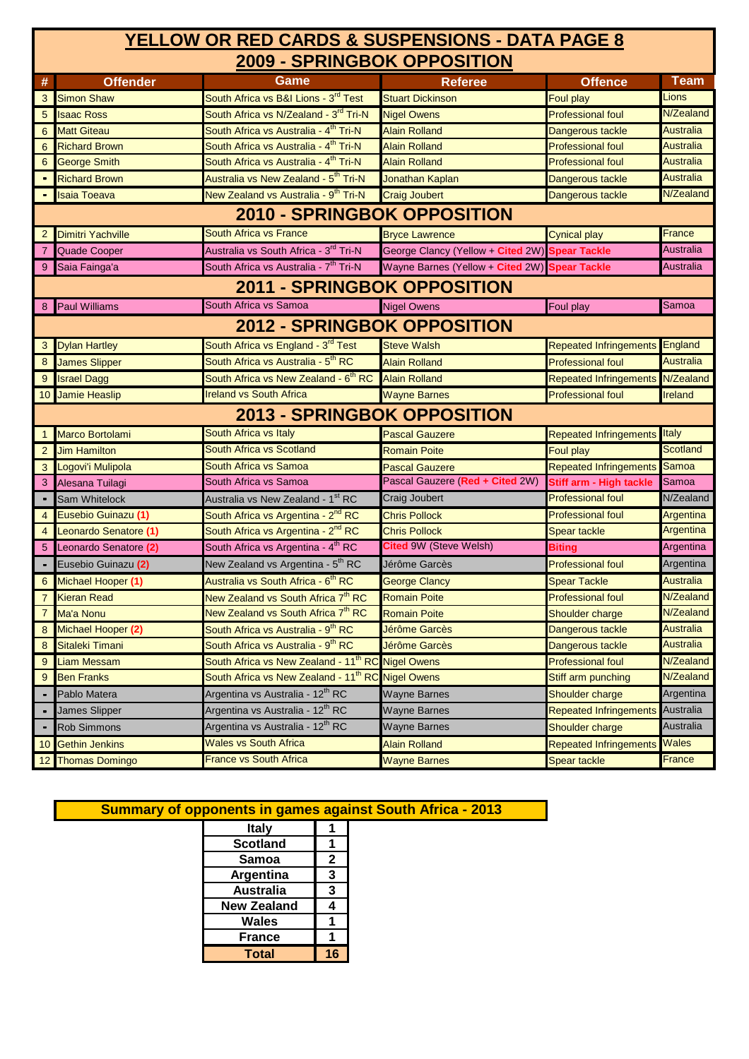# YELLOW OR RED CARDS & SUSPENSIONS - DATA PAGE 8

## 2009 - SPRINGBOK OPPOSITION

| # | Offender | Game | Referee | Offence | Team |
|---|---|---|---|---|---|
| 3 | Simon Shaw | South Africa vs B&I Lions - 3rd Test | Stuart Dickinson | Foul play | Lions |
| 5 | Isaac Ross | South Africa vs N/Zealand - 3rd Tri-N | Nigel Owens | Professional foul | N/Zealand |
| 6 | Matt Giteau | South Africa vs Australia - 4th Tri-N | Alain Rolland | Dangerous tackle | Australia |
| 6 | Richard Brown | South Africa vs Australia - 4th Tri-N | Alain Rolland | Professional foul | Australia |
| 6 | George Smith | South Africa vs Australia - 4th Tri-N | Alain Rolland | Professional foul | Australia |
| - | Richard Brown | Australia vs New Zealand - 5th Tri-N | Jonathan Kaplan | Dangerous tackle | Australia |
| - | Isaia Toeava | New Zealand vs Australia - 9th Tri-N | Craig Joubert | Dangerous tackle | N/Zealand |
| | **2010 - SPRINGBOK OPPOSITION** | | | | |
| 2 | Dimitri Yachville | South Africa vs France | Bryce Lawrence | Cynical play | France |
| 7 | Quade Cooper | Australia vs South Africa - 3rd Tri-N | George Clancy (Yellow + Cited 2W) | Spear Tackle | Australia |
| 9 | Saia Fainga'a | South Africa vs Australia - 7th Tri-N | Wayne Barnes (Yellow + Cited 2W) | Spear Tackle | Australia |
| | **2011 - SPRINGBOK OPPOSITION** | | | | |
| 8 | Paul Williams | South Africa vs Samoa | Nigel Owens | Foul play | Samoa |
| | **2012 - SPRINGBOK OPPOSITION** | | | | |
| 3 | Dylan Hartley | South Africa vs England - 3rd Test | Steve Walsh | Repeated Infringements | England |
| 8 | James Slipper | South Africa vs Australia - 5th RC | Alain Rolland | Professional foul | Australia |
| 9 | Israel Dagg | South Africa vs New Zealand - 6th RC | Alain Rolland | Repeated Infringements | N/Zealand |
| 10 | Jamie Heaslip | Ireland vs South Africa | Wayne Barnes | Professional foul | Ireland |
| | **2013 - SPRINGBOK OPPOSITION** | | | | |
| 1 | Marco Bortolami | South Africa vs Italy | Pascal Gauzere | Repeated Infringements | Italy |
| 2 | Jim Hamilton | South Africa vs Scotland | Romain Poite | Foul play | Scotland |
| 3 | Logovi'i Mulipola | South Africa vs Samoa | Pascal Gauzere | Repeated Infringements | Samoa |
| 3 | Alesana Tuilagi | South Africa vs Samoa | Pascal Gauzere (Red + Cited 2W) | Stiff arm - High tackle | Samoa |
| - | Sam Whitelock | Australia vs New Zealand - 1st RC | Craig Joubert | Professional foul | N/Zealand |
| 4 | Eusebio Guinazu (1) | South Africa vs Argentina - 2nd RC | Chris Pollock | Professional foul | Argentina |
| 4 | Leonardo Senatore (1) | South Africa vs Argentina - 2nd RC | Chris Pollock | Spear tackle | Argentina |
| 5 | Leonardo Senatore (2) | South Africa vs Argentina - 4th RC | Cited 9W (Steve Welsh) | Biting | Argentina |
| - | Eusebio Guinazu (2) | New Zealand vs Argentina - 5th RC | Jérôme Garcès | Professional foul | Argentina |
| 6 | Michael Hooper (1) | Australia vs South Africa - 6th RC | George Clancy | Spear Tackle | Australia |
| 7 | Kieran Read | New Zealand vs South Africa 7th RC | Romain Poite | Professional foul | N/Zealand |
| 7 | Ma'a Nonu | New Zealand vs South Africa 7th RC | Romain Poite | Shoulder charge | N/Zealand |
| 8 | Michael Hooper (2) | South Africa vs Australia - 9th RC | Jérôme Garcès | Dangerous tackle | Australia |
| 8 | Sitaleki Timani | South Africa vs Australia - 9th RC | Jérôme Garcès | Dangerous tackle | Australia |
| 9 | Liam Messam | South Africa vs New Zealand - 11th RC | Nigel Owens | Professional foul | N/Zealand |
| 9 | Ben Franks | South Africa vs New Zealand - 11th RC | Nigel Owens | Stiff arm punching | N/Zealand |
| - | Pablo Matera | Argentina vs Australia - 12th RC | Wayne Barnes | Shoulder charge | Argentina |
| - | James Slipper | Argentina vs Australia - 12th RC | Wayne Barnes | Repeated Infringements | Australia |
| - | Rob Simmons | Argentina vs Australia - 12th RC | Wayne Barnes | Shoulder charge | Australia |
| 10 | Gethin Jenkins | Wales vs South Africa | Alain Rolland | Repeated Infringements | Wales |
| 12 | Thomas Domingo | France vs South Africa | Wayne Barnes | Spear tackle | France |

## Summary of opponents in games against South Africa - 2013

| | |
|---|---|
| Italy | 1 |
| Scotland | 1 |
| Samoa | 2 |
| Argentina | 3 |
| Australia | 3 |
| New Zealand | 4 |
| Wales | 1 |
| France | 1 |
| **Total** | **16** |